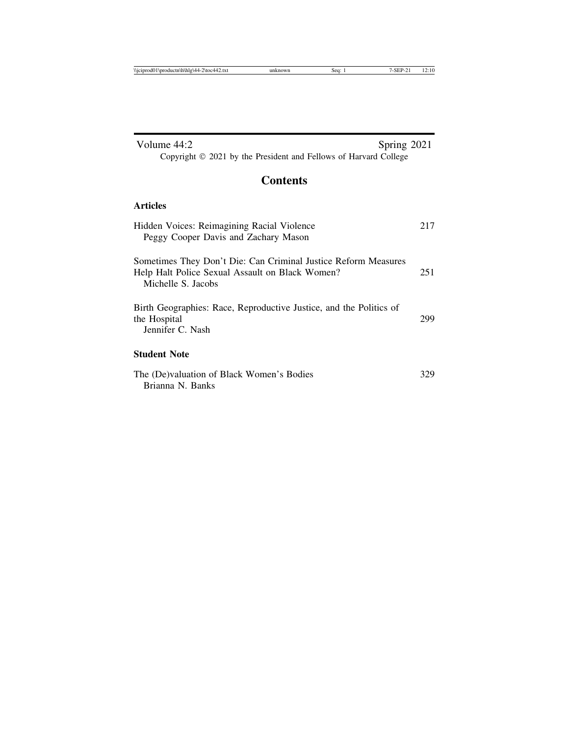Volume 44:2 Spring 2021

Copyright © 2021 by the President and Fellows of Harvard College

# Contents

## Articles

Hidden Voices: Reimagining Racial Violence — 217
Peggy Cooper Davis and Zachary Mason

Sometimes They Don't Die: Can Criminal Justice Reform Measures Help Halt Police Sexual Assault on Black Women? — 251
Michelle S. Jacobs

Birth Geographies: Race, Reproductive Justice, and the Politics of the Hospital — 299
Jennifer C. Nash

## Student Note

The (De)valuation of Black Women's Bodies — 329
Brianna N. Banks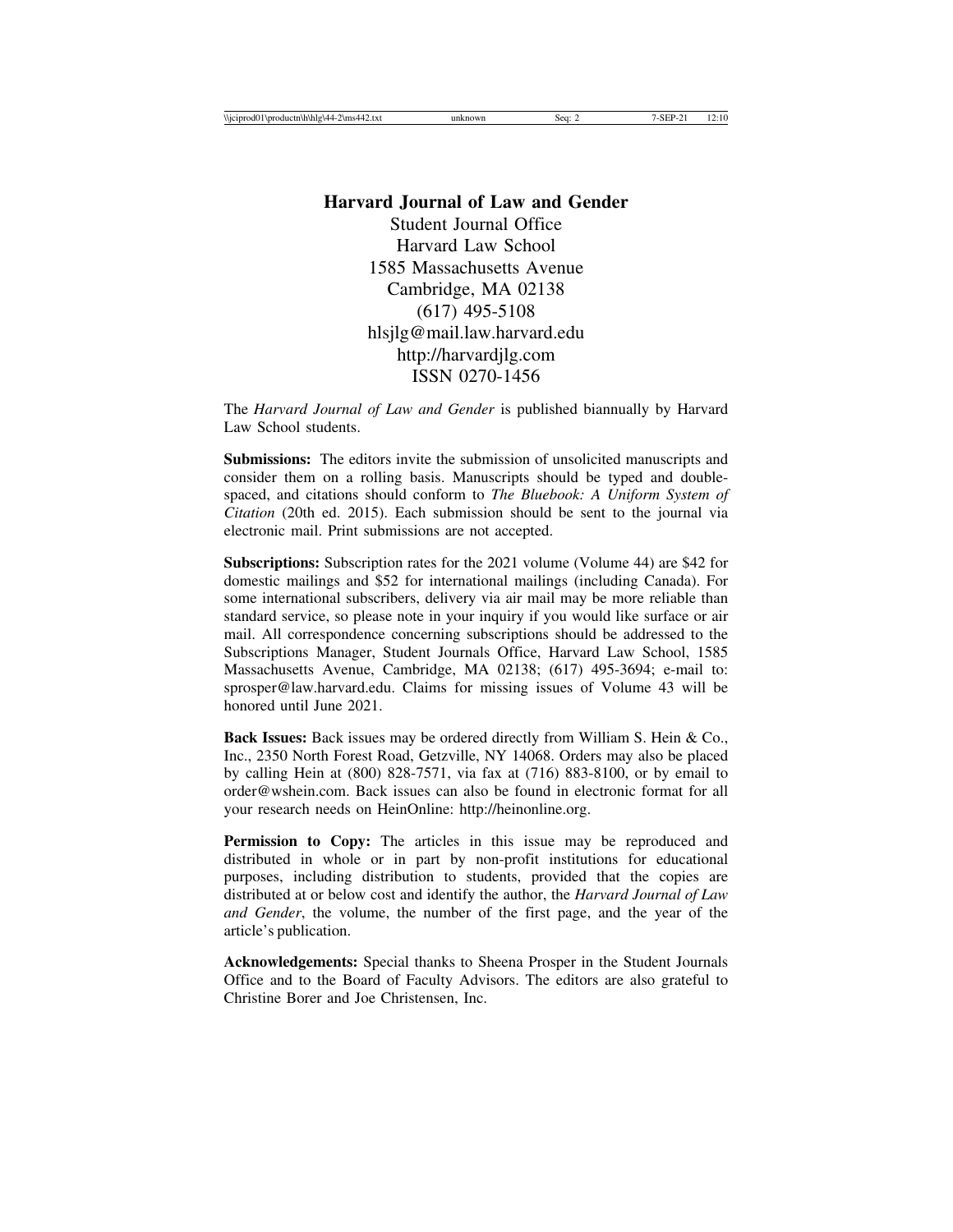# Harvard Journal of Law and Gender

Student Journal Office
Harvard Law School
1585 Massachusetts Avenue
Cambridge, MA 02138
(617) 495-5108
hlsjlg@mail.law.harvard.edu
http://harvardjlg.com
ISSN 0270-1456

The *Harvard Journal of Law and Gender* is published biannually by Harvard Law School students.

**Submissions:** The editors invite the submission of unsolicited manuscripts and consider them on a rolling basis. Manuscripts should be typed and double-spaced, and citations should conform to *The Bluebook: A Uniform System of Citation* (20th ed. 2015). Each submission should be sent to the journal via electronic mail. Print submissions are not accepted.

**Subscriptions:** Subscription rates for the 2021 volume (Volume 44) are $42 for domestic mailings and $52 for international mailings (including Canada). For some international subscribers, delivery via air mail may be more reliable than standard service, so please note in your inquiry if you would like surface or air mail. All correspondence concerning subscriptions should be addressed to the Subscriptions Manager, Student Journals Office, Harvard Law School, 1585 Massachusetts Avenue, Cambridge, MA 02138; (617) 495-3694; e-mail to: sprosper@law.harvard.edu. Claims for missing issues of Volume 43 will be honored until June 2021.

**Back Issues:** Back issues may be ordered directly from William S. Hein & Co., Inc., 2350 North Forest Road, Getzville, NY 14068. Orders may also be placed by calling Hein at (800) 828-7571, via fax at (716) 883-8100, or by email to order@wshein.com. Back issues can also be found in electronic format for all your research needs on HeinOnline: http://heinonline.org.

**Permission to Copy:** The articles in this issue may be reproduced and distributed in whole or in part by non-profit institutions for educational purposes, including distribution to students, provided that the copies are distributed at or below cost and identify the author, the *Harvard Journal of Law and Gender*, the volume, the number of the first page, and the year of the article's publication.

**Acknowledgements:** Special thanks to Sheena Prosper in the Student Journals Office and to the Board of Faculty Advisors. The editors are also grateful to Christine Borer and Joe Christensen, Inc.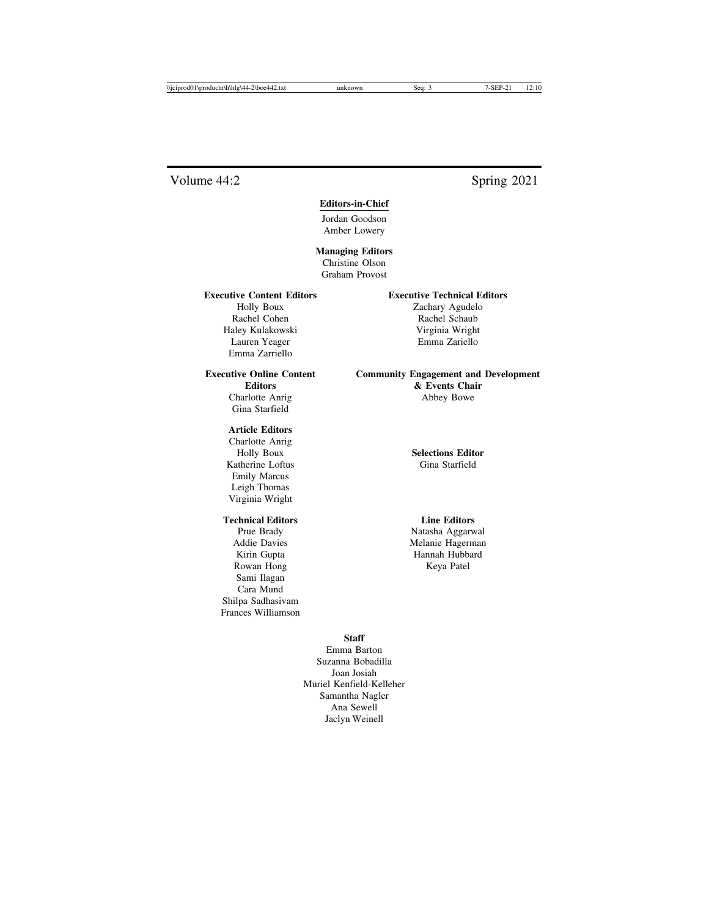Volume 44:2 Spring 2021

**Editors-in-Chief**
Jordan Goodson
Amber Lowery

**Managing Editors**
Christine Olson
Graham Provost

**Executive Content Editors**
Holly Boux
Rachel Cohen
Haley Kulakowski
Lauren Yeager
Emma Zarriello

**Executive Technical Editors**
Zachary Agudelo
Rachel Schaub
Virginia Wright
Emma Zariello

**Executive Online Content Editors**
Charlotte Anrig
Gina Starfield

**Community Engagement and Development & Events Chair**
Abbey Bowe

**Article Editors**
Charlotte Anrig
Holly Boux
Katherine Loftus
Emily Marcus
Leigh Thomas
Virginia Wright

**Selections Editor**
Gina Starfield

**Technical Editors**
Prue Brady
Addie Davies
Kirin Gupta
Rowan Hong
Sami Ilagan
Cara Mund
Shilpa Sadhasivam
Frances Williamson

**Line Editors**
Natasha Aggarwal
Melanie Hagerman
Hannah Hubbard
Keya Patel

**Staff**
Emma Barton
Suzanna Bobadilla
Joan Josiah
Muriel Kenfield-Kelleher
Samantha Nagler
Ana Sewell
Jaclyn Weinell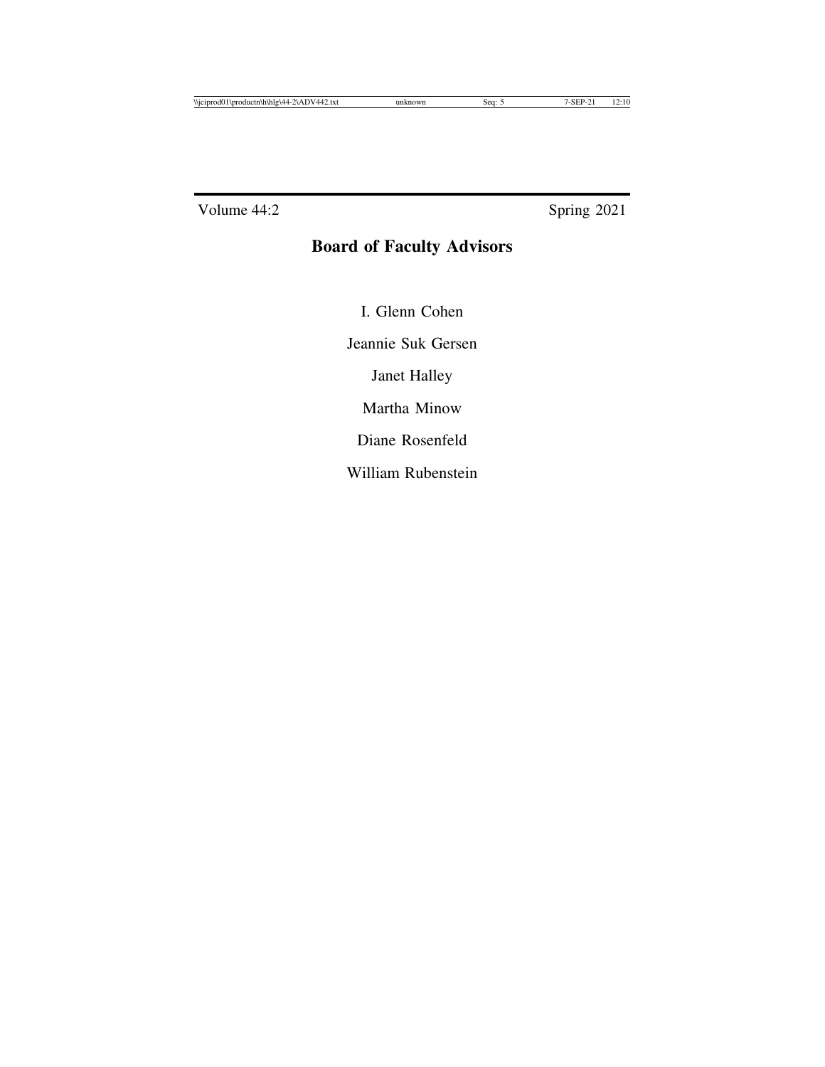Volume 44:2 Spring 2021

# Board of Faculty Advisors

I. Glenn Cohen

Jeannie Suk Gersen

Janet Halley

Martha Minow

Diane Rosenfeld

William Rubenstein